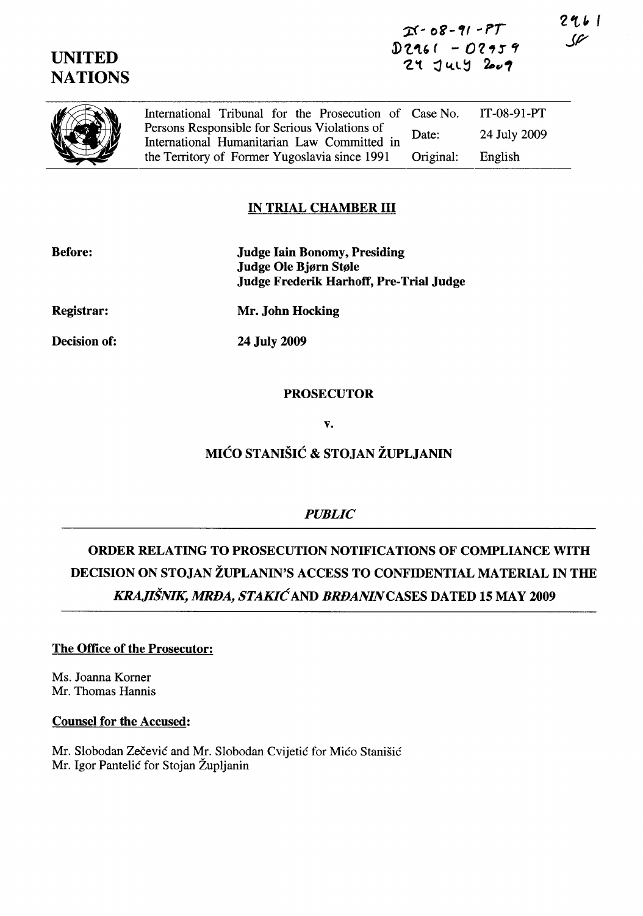IT-08-91-PT
D2961 - D2959
24 July 2009

2961
SF

# UNITED NATIONS

| International Tribunal for the Prosecution of Persons Responsible for Serious Violations of International Humanitarian Law Committed in the Territory of Former Yugoslavia since 1991 | Case No. | IT-08-91-PT |
|---|---|---|
| | Date: | 24 July 2009 |
| | Original: | English |

## IN TRIAL CHAMBER III

**Before:**
**Judge Iain Bonomy, Presiding**
**Judge Ole Bjørn Støle**
**Judge Frederik Harhoff, Pre-Trial Judge**

**Registrar:**
**Mr. John Hocking**

**Decision of:**
**24 July 2009**

**PROSECUTOR**

**v.**

**MIĆO STANIŠIĆ & STOJAN ŽUPLJANIN**

***PUBLIC***

# ORDER RELATING TO PROSECUTION NOTIFICATIONS OF COMPLIANCE WITH DECISION ON STOJAN ŽUPLANIN'S ACCESS TO CONFIDENTIAL MATERIAL IN THE *KRAJIŠNIK, MRĐA, STAKIĆ* AND *BRĐANIN* CASES DATED 15 MAY 2009

**The Office of the Prosecutor:**

Ms. Joanna Korner
Mr. Thomas Hannis

**Counsel for the Accused:**

Mr. Slobodan Zečević and Mr. Slobodan Cvijetić for Mićo Stanišić
Mr. Igor Pantelić for Stojan Župljanin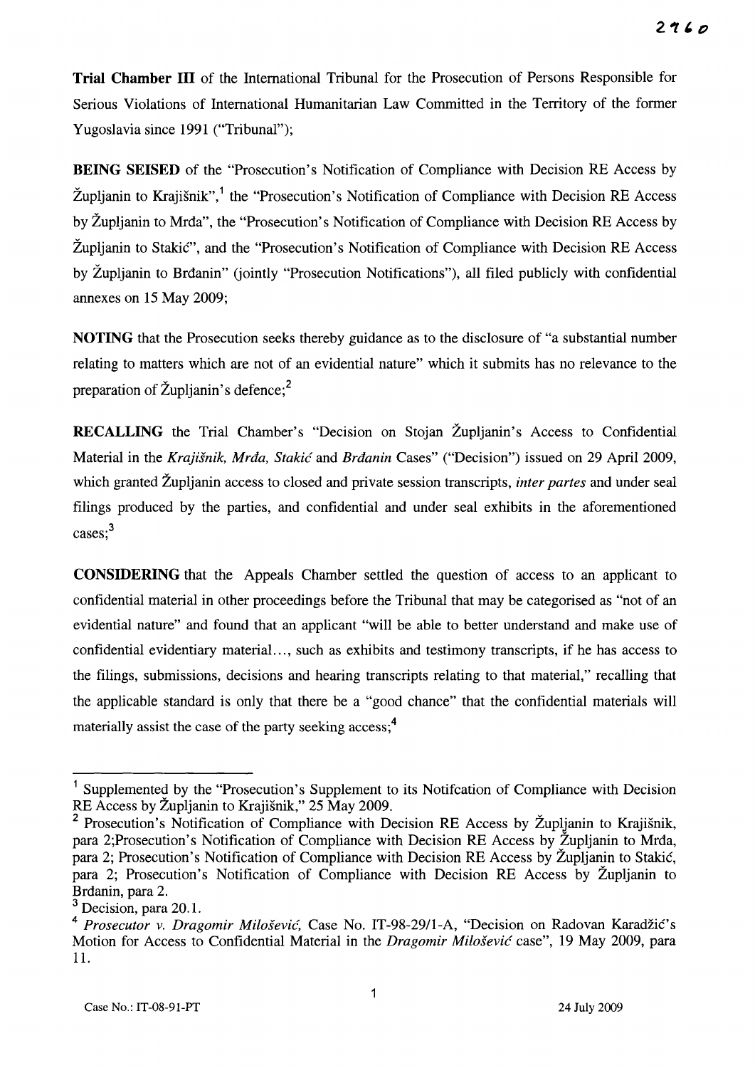**Trial Chamber III** of the International Tribunal for the Prosecution of Persons Responsible for Serious Violations of International Humanitarian Law Committed in the Territory of the former Yugoslavia since 1991 ("Tribunal");

**BEING SEISED** of the "Prosecution's Notification of Compliance with Decision RE Access by Župljanin to Krajišnik",[1] the "Prosecution's Notification of Compliance with Decision RE Access by Župljanin to Mrđa", the "Prosecution's Notification of Compliance with Decision RE Access by Župljanin to Stakić", and the "Prosecution's Notification of Compliance with Decision RE Access by Župljanin to Brđanin" (jointly "Prosecution Notifications"), all filed publicly with confidential annexes on 15 May 2009;

**NOTING** that the Prosecution seeks thereby guidance as to the disclosure of "a substantial number relating to matters which are not of an evidential nature" which it submits has no relevance to the preparation of Župljanin's defence;[2]

**RECALLING** the Trial Chamber's "Decision on Stojan Župljanin's Access to Confidential Material in the *Krajišnik, Mrđa, Stakić* and *Brđanin* Cases" ("Decision") issued on 29 April 2009, which granted Župljanin access to closed and private session transcripts, *inter partes* and under seal filings produced by the parties, and confidential and under seal exhibits in the aforementioned cases;[3]

**CONSIDERING** that the Appeals Chamber settled the question of access to an applicant to confidential material in other proceedings before the Tribunal that may be categorised as "not of an evidential nature" and found that an applicant "will be able to better understand and make use of confidential evidentiary material..., such as exhibits and testimony transcripts, if he has access to the filings, submissions, decisions and hearing transcripts relating to that material," recalling that the applicable standard is only that there be a "good chance" that the confidential materials will materially assist the case of the party seeking access;[4]

---

[1] Supplemented by the "Prosecution's Supplement to its Notifcation of Compliance with Decision RE Access by Župljanin to Krajišnik," 25 May 2009.

[2] Prosecution's Notification of Compliance with Decision RE Access by Župljanin to Krajišnik, para 2;Prosecution's Notification of Compliance with Decision RE Access by Župljanin to Mrđa, para 2; Prosecution's Notification of Compliance with Decision RE Access by Župljanin to Stakić, para 2; Prosecution's Notification of Compliance with Decision RE Access by Župljanin to Brđanin, para 2.

[3] Decision, para 20.1.

[4] *Prosecutor v. Dragomir Milošević,* Case No. IT-98-29/1-A, "Decision on Radovan Karadžić's Motion for Access to Confidential Material in the *Dragomir Milošević* case", 19 May 2009, para 11.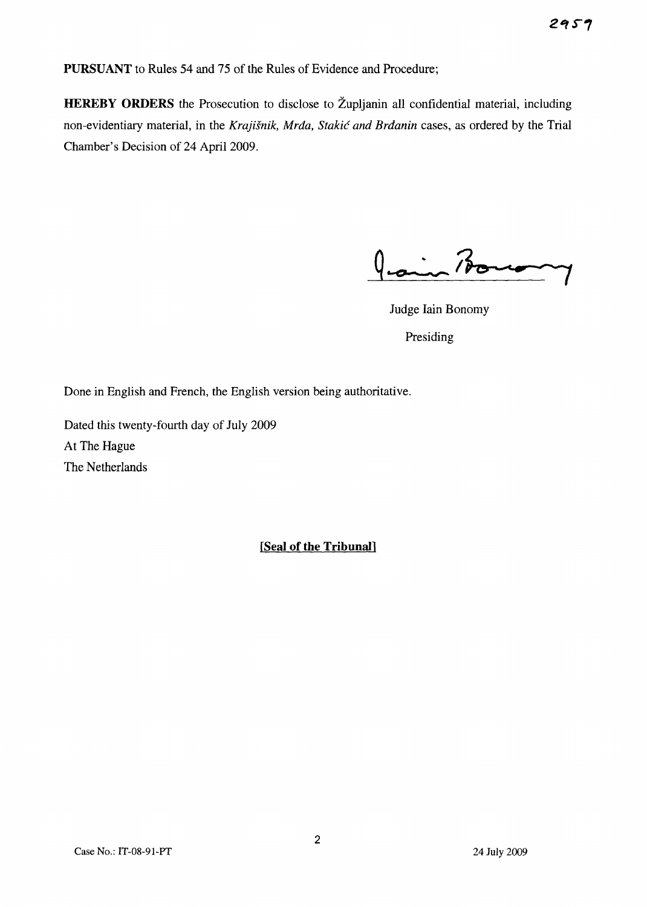**PURSUANT** to Rules 54 and 75 of the Rules of Evidence and Procedure;

**HEREBY ORDERS** the Prosecution to disclose to Župljanin all confidential material, including non-evidentiary material, in the *Krajišnik, Mrđa, Stakić and Brđanin* cases, as ordered by the Trial Chamber's Decision of 24 April 2009.

Judge Iain Bonomy

Presiding

Done in English and French, the English version being authoritative.

Dated this twenty-fourth day of July 2009

At The Hague

The Netherlands

**[Seal of the Tribunal]**